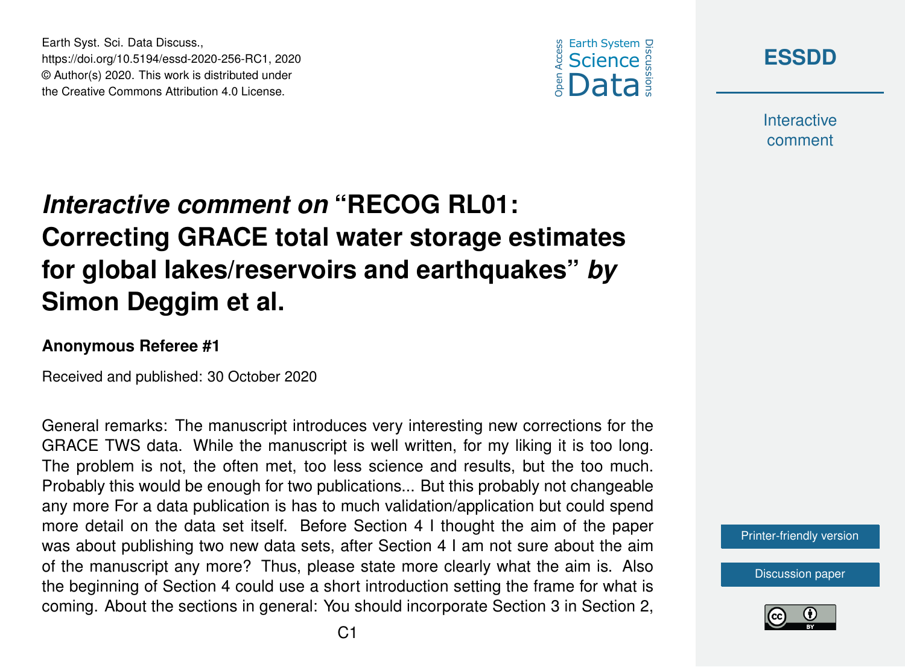# *Interactive comment on* "RECOG RL01: Correcting GRACE total water storage estimates for global lakes/reservoirs and earthquakes" *by* Simon Deggim et al.

**Anonymous Referee #1**

Received and published: 30 October 2020

General remarks: The manuscript introduces very interesting new corrections for the GRACE TWS data. While the manuscript is well written, for my liking it is too long. The problem is not, the often met, too less science and results, but the too much. Probably this would be enough for two publications... But this probably not changeable any more For a data publication is has to much validation/application but could spend more detail on the data set itself. Before Section 4 I thought the aim of the paper was about publishing two new data sets, after Section 4 I am not sure about the aim of the manuscript any more? Thus, please state more clearly what the aim is. Also the beginning of Section 4 could use a short introduction setting the frame for what is coming. About the sections in general: You should incorporate Section 3 in Section 2,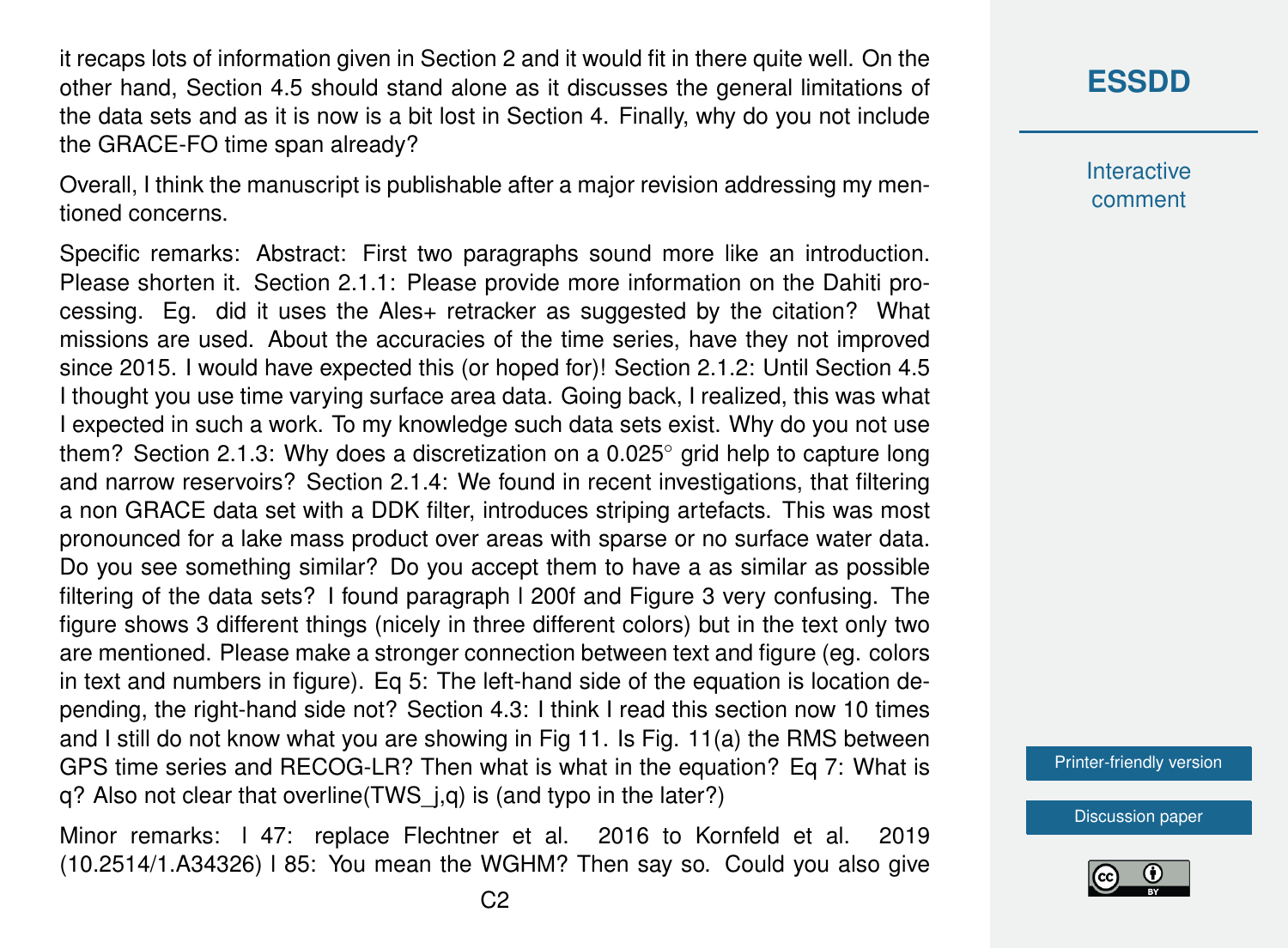it recaps lots of information given in Section 2 and it would fit in there quite well. On the other hand, Section 4.5 should stand alone as it discusses the general limitations of the data sets and as it is now is a bit lost in Section 4. Finally, why do you not include the GRACE-FO time span already?

Overall, I think the manuscript is publishable after a major revision addressing my mentioned concerns.

Specific remarks: Abstract: First two paragraphs sound more like an introduction. Please shorten it. Section 2.1.1: Please provide more information on the Dahiti processing. Eg. did it uses the Ales+ retracker as suggested by the citation? What missions are used. About the accuracies of the time series, have they not improved since 2015. I would have expected this (or hoped for)! Section 2.1.2: Until Section 4.5 I thought you use time varying surface area data. Going back, I realized, this was what I expected in such a work. To my knowledge such data sets exist. Why do you not use them? Section 2.1.3: Why does a discretization on a 0.025° grid help to capture long and narrow reservoirs? Section 2.1.4: We found in recent investigations, that filtering a non GRACE data set with a DDK filter, introduces striping artefacts. This was most pronounced for a lake mass product over areas with sparse or no surface water data. Do you see something similar? Do you accept them to have a as similar as possible filtering of the data sets? I found paragraph l 200f and Figure 3 very confusing. The figure shows 3 different things (nicely in three different colors) but in the text only two are mentioned. Please make a stronger connection between text and figure (eg. colors in text and numbers in figure). Eq 5: The left-hand side of the equation is location depending, the right-hand side not? Section 4.3: I think I read this section now 10 times and I still do not know what you are showing in Fig 11. Is Fig. 11(a) the RMS between GPS time series and RECOG-LR? Then what is what in the equation? Eq 7: What is q? Also not clear that overline(TWS_j,q) is (and typo in the later?)

Minor remarks: l 47: replace Flechtner et al. 2016 to Kornfeld et al. 2019 (10.2514/1.A34326) l 85: You mean the WGHM? Then say so. Could you also give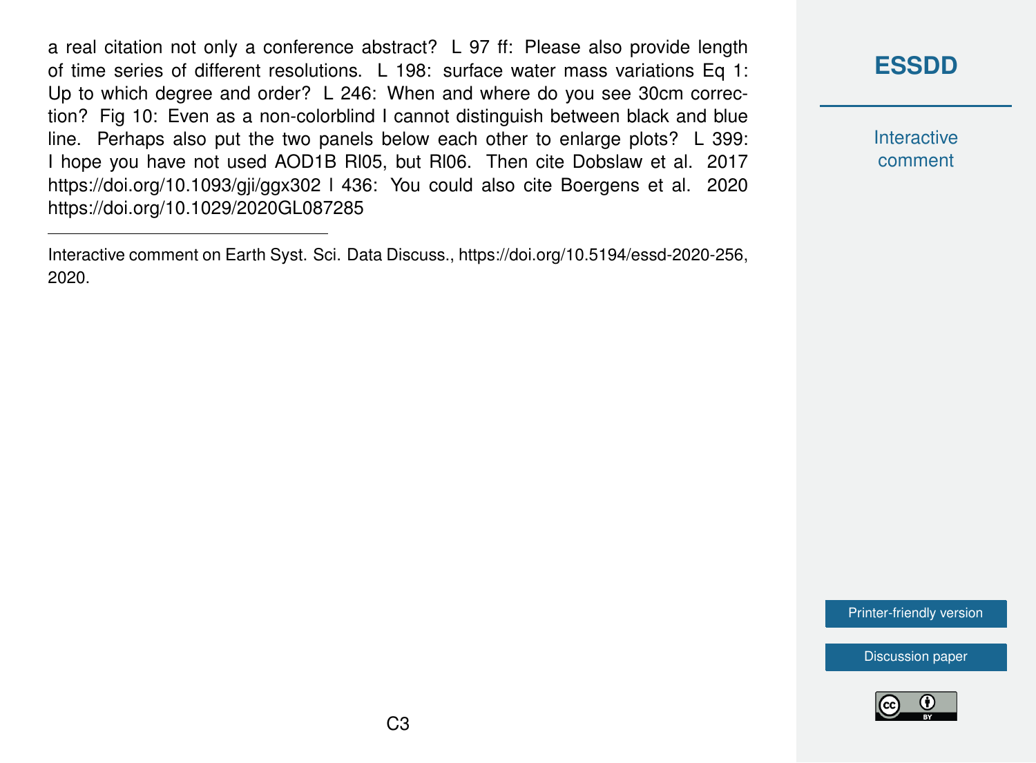a real citation not only a conference abstract? L 97 ff: Please also provide length of time series of different resolutions. L 198: surface water mass variations Eq 1: Up to which degree and order? L 246: When and where do you see 30cm correction? Fig 10: Even as a non-colorblind I cannot distinguish between black and blue line. Perhaps also put the two panels below each other to enlarge plots? L 399: I hope you have not used AOD1B Rl05, but Rl06. Then cite Dobslaw et al. 2017 https://doi.org/10.1093/gji/ggx302 l 436: You could also cite Boergens et al. 2020 https://doi.org/10.1029/2020GL087285

---

Interactive comment on Earth Syst. Sci. Data Discuss., https://doi.org/10.5194/essd-2020-256, 2020.